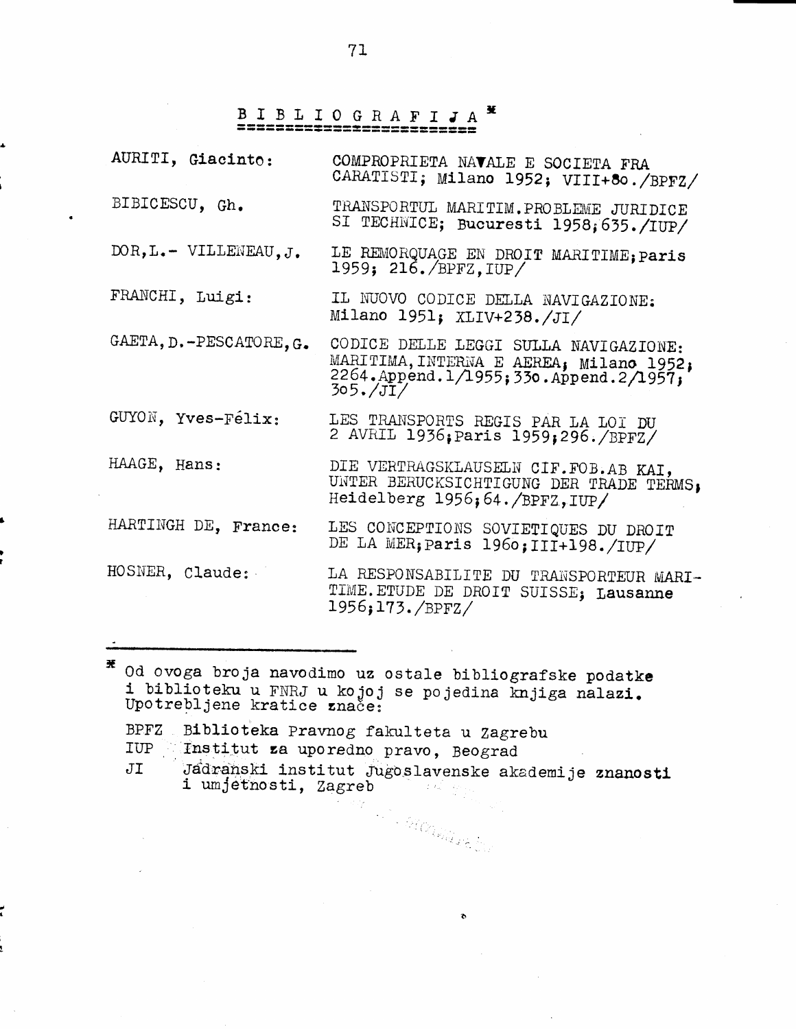# BIBLIOGRAFIJA[*]

| | |
|---|---|
| AURITI, Giacinto: | COMPROPRIETA NAVALE E SOCIETA FRA CARATISTI; Milano 1952; VIII+8o./BPFZ/ |
| BIBICESCU, Gh. | TRANSPORTUL MARITIM.PROBLEME JURIDICE SI TECHNICE; Bucuresti 1958;635./IUP/ |
| DOR,L.- VILLENEAU,J. | LE REMORQUAGE EN DROIT MARITIME;Paris 1959; 216./BPFZ,IUP/ |
| FRANCHI, Luigi: | IL NUOVO CODICE DELLA NAVIGAZIONE: Milano 1951; XLIV+238./JI/ |
| GAETA,D.-PESCATORE,G. | CODICE DELLE LEGGI SULLA NAVIGAZIONE: MARITIMA,INTERNA E AEREA; Milano 1952; 2264.Append.1/1955;33o.Append.2/1957; 3o5./JI/ |
| GUYON, Yves-Félix: | LES TRANSPORTS REGIS PAR LA LOI DU 2 AVRIL 1936;Paris 1959;296./BPFZ/ |
| HAAGE, Hans: | DIE VERTRAGSKLAUSELN CIF.FOB.AB KAI, UNTER BERUCKSICHTIGUNG DER TRADE TERMS, Heidelberg 1956;64./BPFZ,IUP/ |
| HARTINGH DE, France: | LES CONCEPTIONS SOVIETIQUES DU DROIT DE LA MER;Paris 196o;III+198./IUP/ |
| HOSNER, Claude: | LA RESPONSABILITE DU TRANSPORTEUR MARITIME.ETUDE DE DROIT SUISSE; Lausanne 1956;173./BPFZ/ |

---

[*] Od ovoga broja navodimo uz ostale bibliografske podatke i biblioteku u FNRJ u kojoj se pojedina knjiga nalazi. Upotrebljene kratice znače:

BPFZ Biblioteka Pravnog fakulteta u Zagrebu
IUP Institut za uporedno pravo, Beograd
JI Jadranski institut Jugoslavenske akademije znanosti i umjetnosti, Zagreb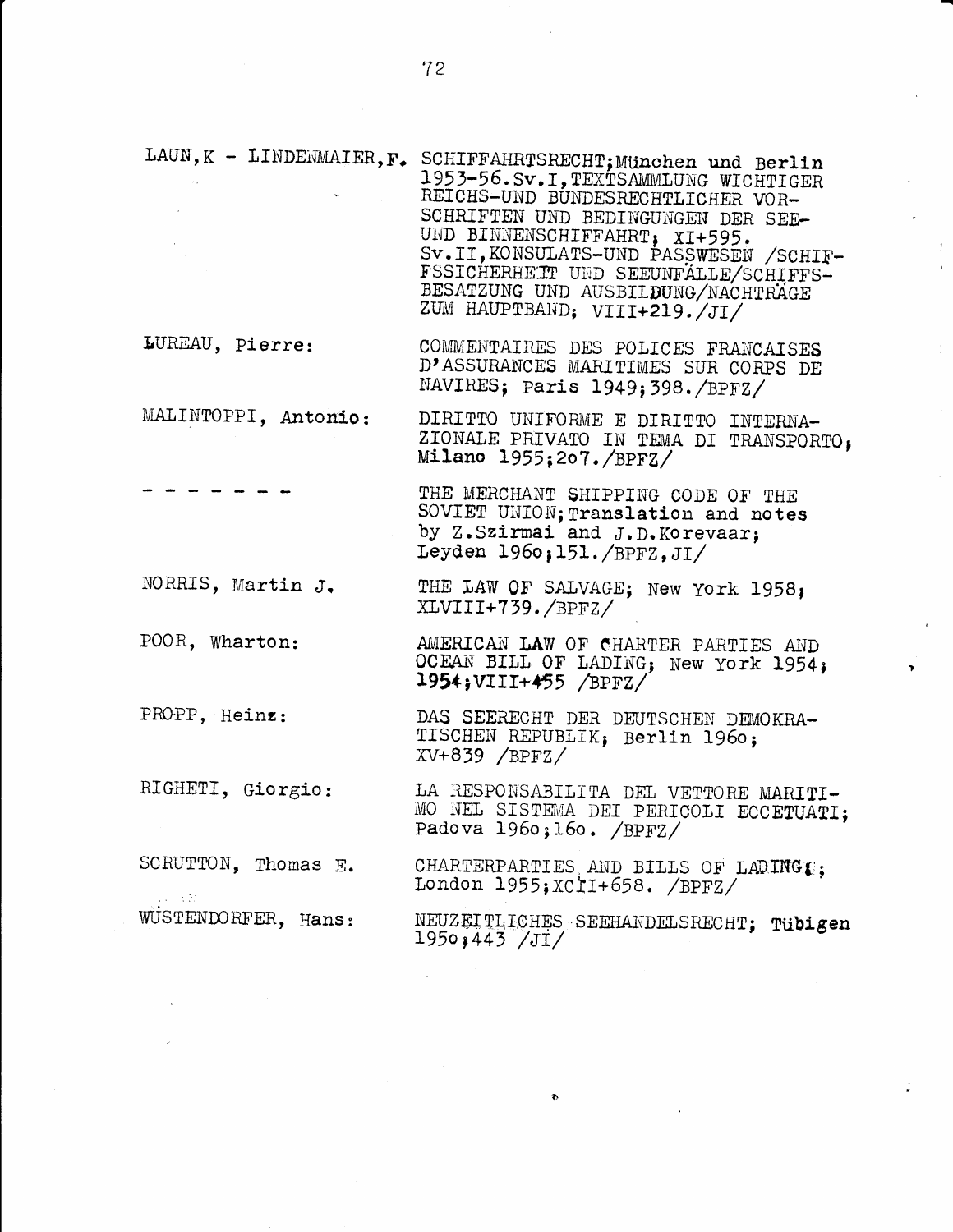LAUN, K - LINDENMAIER, F. SCHIFFAHRTSRECHT; München und Berlin 1953-56. Sv. I, TEXTSAMMLUNG WICHTIGER REICHS-UND BUNDESRECHTLICHER VORSCHRIFTEN UND BEDINGUNGEN DER SEE- UND BINNENSCHIFFAHRT; XI+595. Sv. II, KONSULATS-UND PASSWESEN /SCHIFFSSICHERHEIT UND SEEUNFÄLLE/SCHIFFSBESATZUNG UND AUSBILDUNG/NACHTRÄGE ZUM HAUPTBAND; VIII+219. /JI/

LUREAU, Pierre: COMMENTAIRES DES POLICES FRANCAISES D'ASSURANCES MARITIMES SUR CORPS DE NAVIRES; Paris 1949; 398. /BPFZ/

MALINTOPPI, Antonio: DIRITTO UNIFORME E DIRITTO INTERNAZIONALE PRIVATO IN TEMA DI TRANSPORTO; Milano 1955; 2o7. /BPFZ/

\- - - - - - - THE MERCHANT SHIPPING CODE OF THE SOVIET UNION; Translation and notes by Z. Szirmai and J.D. Korevaar; Leyden 196o; 151. /BPFZ, JI/

NORRIS, Martin J. THE LAW OF SALVAGE; New York 1958; XLVIII+739. /BPFZ/

POOR, Wharton: AMERICAN LAW OF CHARTER PARTIES AND OCEAN BILL OF LADING; New York 1954; 1954; VIII+455 /BPFZ/

PROPP, Heinz: DAS SEERECHT DER DEUTSCHEN DEMOKRATISCHEN REPUBLIK; Berlin 196o; XV+839 /BPFZ/

RIGHETI, Giorgio: LA RESPONSABILITA DEL VETTORE MARITIMO NEL SISTEMA DEI PERICOLI ECCETUATI; Padova 196o; 16o. /BPFZ/

SCRUTTON, Thomas E. CHARTERPARTIES AND BILLS OF LADING; London 1955; XCII+658. /BPFZ/

WÜSTENDORFER, Hans: NEUZEITLICHES SEEHANDELSRECHT; Tübigen 195o; 443 /JI/